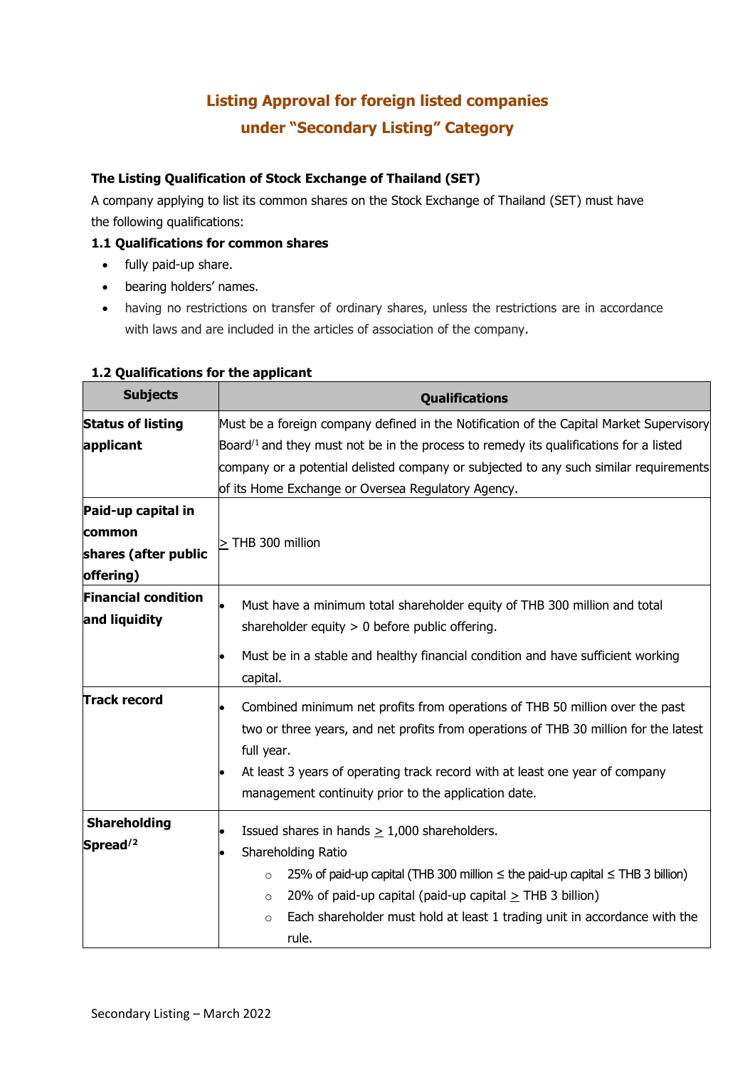# Listing Approval for foreign listed companies under "Secondary Listing" Category

### The Listing Qualification of Stock Exchange of Thailand (SET)

A company applying to list its common shares on the Stock Exchange of Thailand (SET) must have the following qualifications:

#### 1.1 Qualifications for common shares

- fully paid-up share.
- bearing holders' names.
- having no restrictions on transfer of ordinary shares, unless the restrictions are in accordance with laws and are included in the articles of association of the company.

#### 1.2 Qualifications for the applicant

| Subjects | Qualifications |
|---|---|
| **Status of listing applicant** | Must be a foreign company defined in the Notification of the Capital Market Supervisory Board/[1] and they must not be in the process to remedy its qualifications for a listed company or a potential delisted company or subjected to any such similar requirements of its Home Exchange or Oversea Regulatory Agency. |
| **Paid-up capital in common shares (after public offering)** | ≥ THB 300 million |
| **Financial condition and liquidity** | • Must have a minimum total shareholder equity of THB 300 million and total shareholder equity > 0 before public offering.<br>• Must be in a stable and healthy financial condition and have sufficient working capital. |
| **Track record** | • Combined minimum net profits from operations of THB 50 million over the past two or three years, and net profits from operations of THB 30 million for the latest full year.<br>• At least 3 years of operating track record with at least one year of company management continuity prior to the application date. |
| **Shareholding Spread/[2]** | • Issued shares in hands ≥ 1,000 shareholders.<br>• Shareholding Ratio<br>  ○ 25% of paid-up capital (THB 300 million ≤ the paid-up capital ≤ THB 3 billion)<br>  ○ 20% of paid-up capital (paid-up capital ≥ THB 3 billion)<br>  ○ Each shareholder must hold at least 1 trading unit in accordance with the rule. |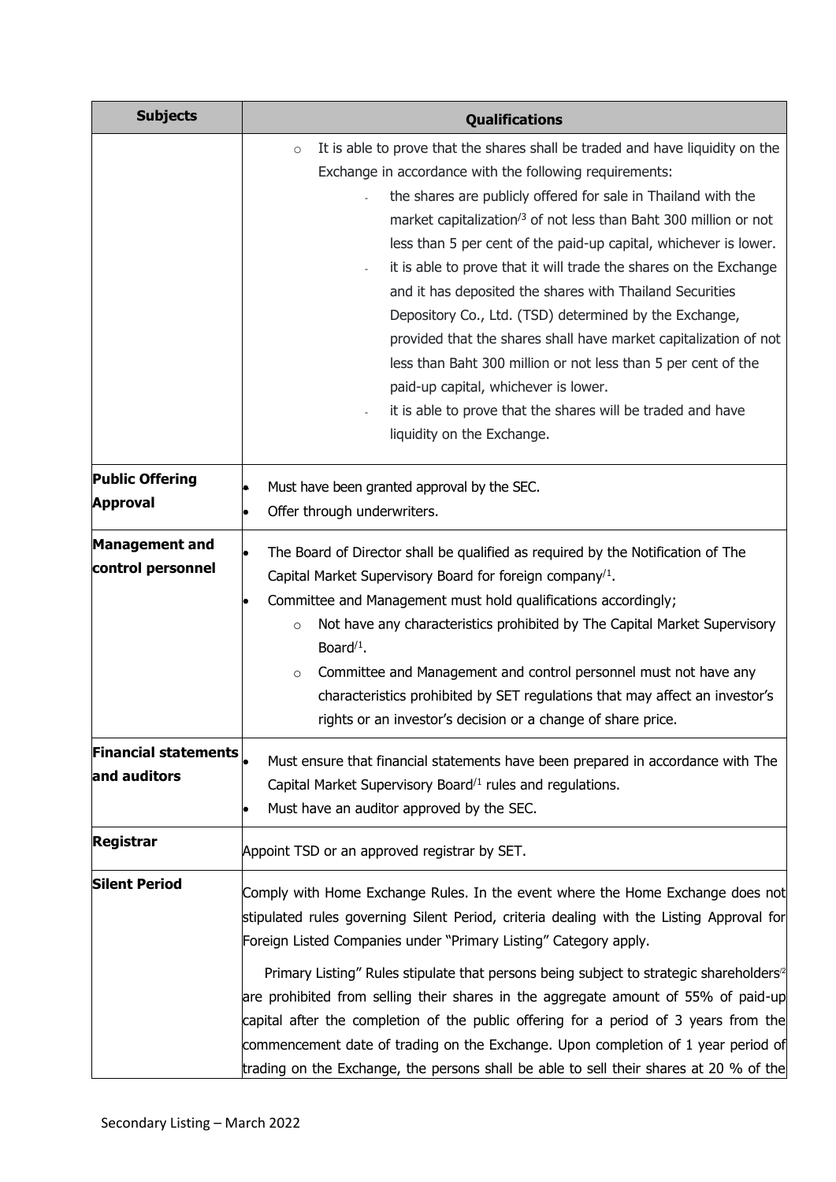| Subjects | Qualifications |
| --- | --- |
| | ○ It is able to prove that the shares shall be traded and have liquidity on the Exchange in accordance with the following requirements:<br>- the shares are publicly offered for sale in Thailand with the market capitalization[/3] of not less than Baht 300 million or not less than 5 per cent of the paid-up capital, whichever is lower.<br>- it is able to prove that it will trade the shares on the Exchange and it has deposited the shares with Thailand Securities Depository Co., Ltd. (TSD) determined by the Exchange, provided that the shares shall have market capitalization of not less than Baht 300 million or not less than 5 per cent of the paid-up capital, whichever is lower.<br>- it is able to prove that the shares will be traded and have liquidity on the Exchange. |
| **Public Offering Approval** | • Must have been granted approval by the SEC.<br>• Offer through underwriters. |
| **Management and control personnel** | • The Board of Director shall be qualified as required by the Notification of The Capital Market Supervisory Board for foreign company[/1].<br>• Committee and Management must hold qualifications accordingly;<br>○ Not have any characteristics prohibited by The Capital Market Supervisory Board[/1].<br>○ Committee and Management and control personnel must not have any characteristics prohibited by SET regulations that may affect an investor's rights or an investor's decision or a change of share price. |
| **Financial statements and auditors** | • Must ensure that financial statements have been prepared in accordance with The Capital Market Supervisory Board[/1] rules and regulations.<br>• Must have an auditor approved by the SEC. |
| **Registrar** | Appoint TSD or an approved registrar by SET. |
| **Silent Period** | Comply with Home Exchange Rules. In the event where the Home Exchange does not stipulated rules governing Silent Period, criteria dealing with the Listing Approval for Foreign Listed Companies under "Primary Listing" Category apply.<br><br>Primary Listing" Rules stipulate that persons being subject to strategic shareholders[/2] are prohibited from selling their shares in the aggregate amount of 55% of paid-up capital after the completion of the public offering for a period of 3 years from the commencement date of trading on the Exchange. Upon completion of 1 year period of trading on the Exchange, the persons shall be able to sell their shares at 20 % of the |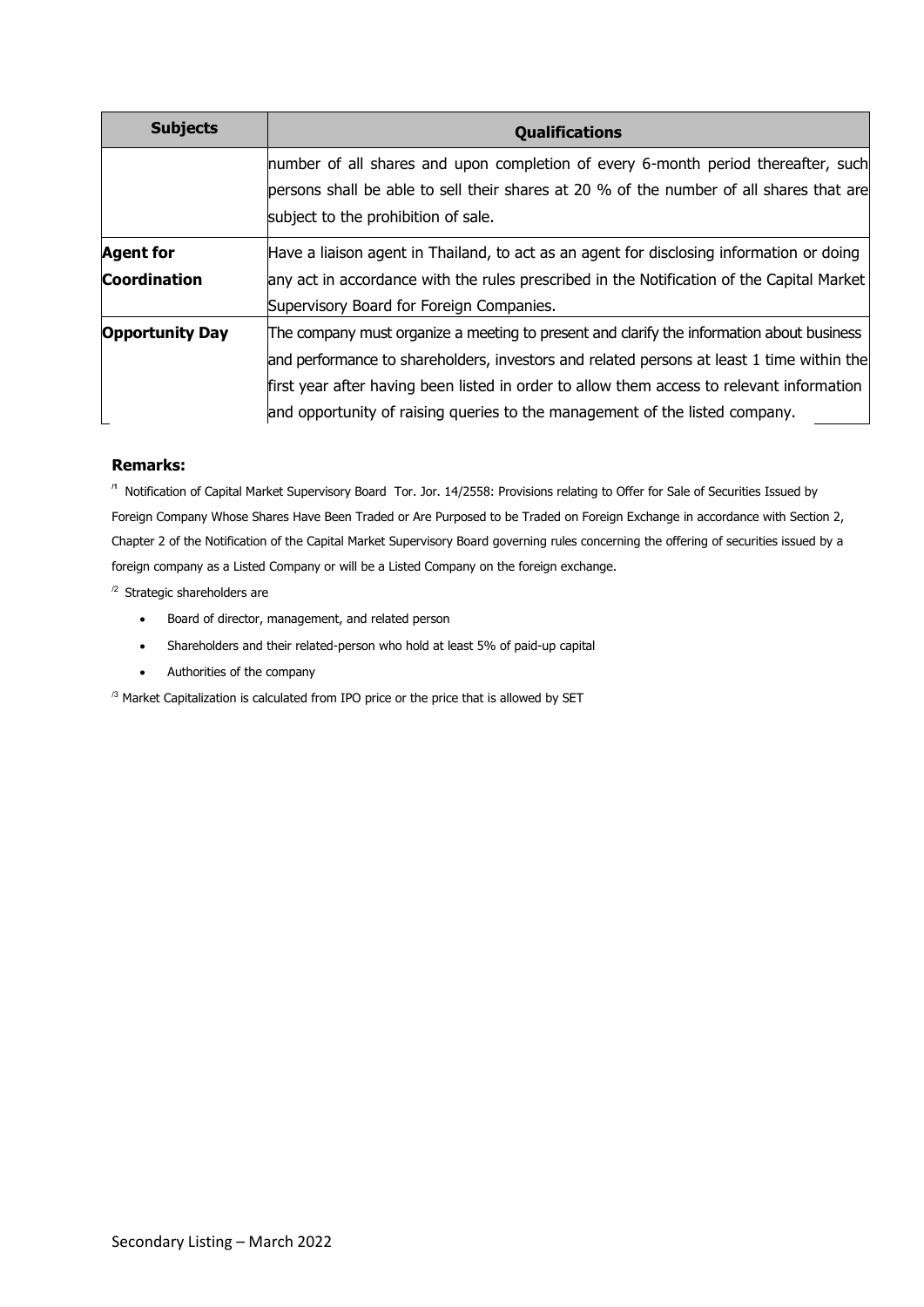| Subjects | Qualifications |
|---|---|
| | number of all shares and upon completion of every 6-month period thereafter, such persons shall be able to sell their shares at 20 % of the number of all shares that are subject to the prohibition of sale. |
| **Agent for Coordination** | Have a liaison agent in Thailand, to act as an agent for disclosing information or doing any act in accordance with the rules prescribed in the Notification of the Capital Market Supervisory Board for Foreign Companies. |
| **Opportunity Day** | The company must organize a meeting to present and clarify the information about business and performance to shareholders, investors and related persons at least 1 time within the first year after having been listed in order to allow them access to relevant information and opportunity of raising queries to the management of the listed company. |

**Remarks:**

/1 Notification of Capital Market Supervisory Board Tor. Jor. 14/2558: Provisions relating to Offer for Sale of Securities Issued by Foreign Company Whose Shares Have Been Traded or Are Purposed to be Traded on Foreign Exchange in accordance with Section 2, Chapter 2 of the Notification of the Capital Market Supervisory Board governing rules concerning the offering of securities issued by a foreign company as a Listed Company or will be a Listed Company on the foreign exchange.

/2 Strategic shareholders are

- Board of director, management, and related person
- Shareholders and their related-person who hold at least 5% of paid-up capital
- Authorities of the company

/3 Market Capitalization is calculated from IPO price or the price that is allowed by SET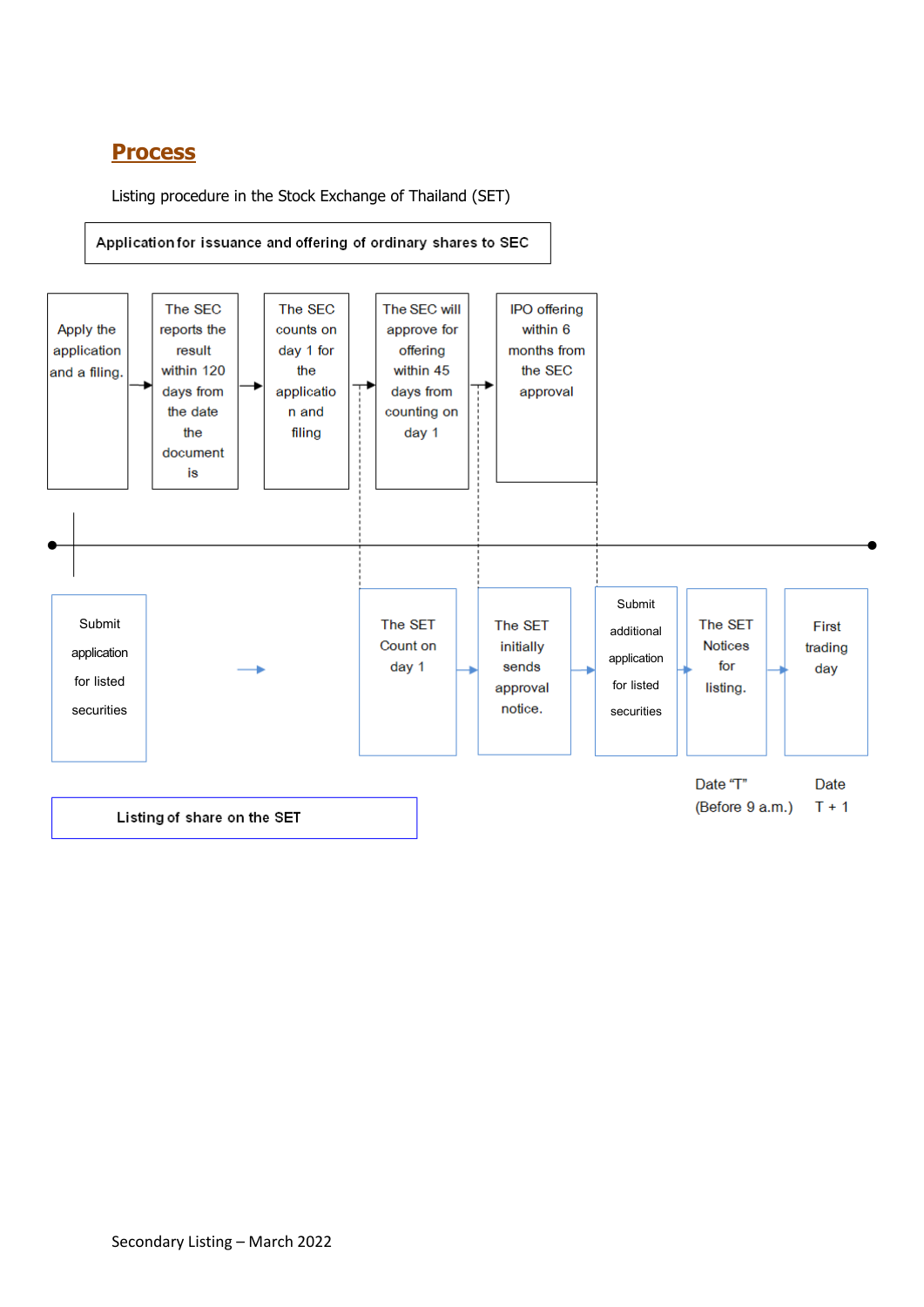## Process

Listing procedure in the Stock Exchange of Thailand (SET)

**Application for issuance and offering of ordinary shares to SEC**

Apply the application and a filing. → The SEC reports the result within 120 days from the date the document is → The SEC counts on day 1 for the application and filing → The SEC will approve for offering within 45 days from counting on day 1 → IPO offering within 6 months from the SEC approval

Submit application for listed securities → The SET Count on day 1 → The SET initially sends approval notice. → Submit additional application for listed securities → The SET Notices for listing. → First trading day

Date "T" (Before 9 a.m.)

Date T + 1

**Listing of share on the SET**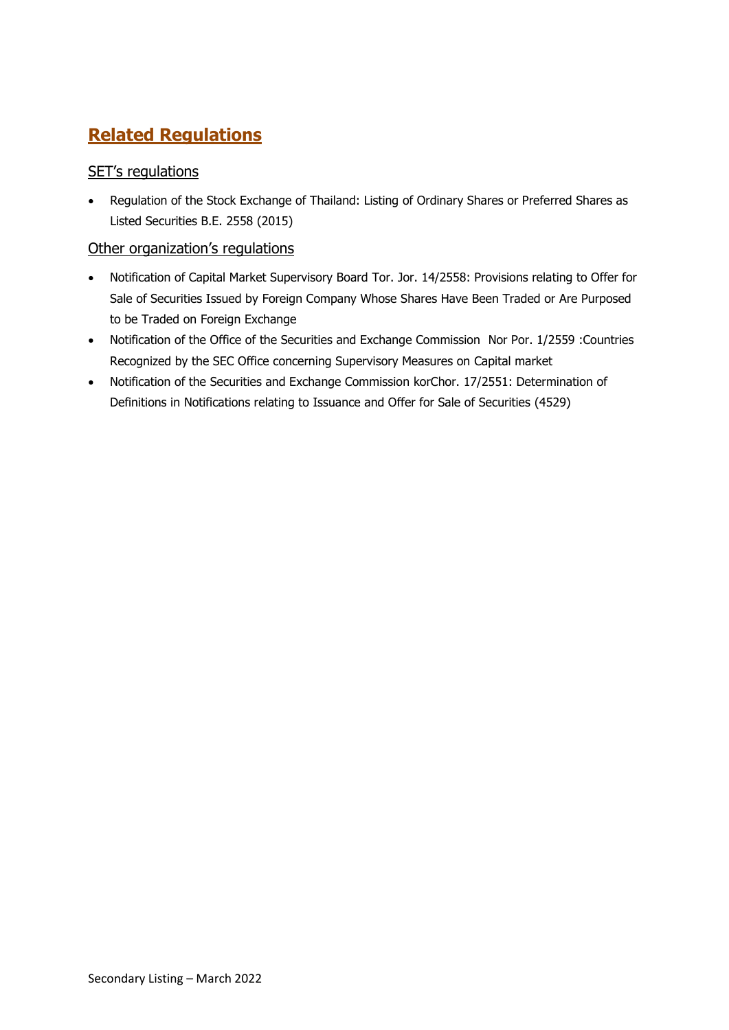# Related Regulations

## SET's regulations

- Regulation of the Stock Exchange of Thailand: Listing of Ordinary Shares or Preferred Shares as Listed Securities B.E. 2558 (2015)

## Other organization's regulations

- Notification of Capital Market Supervisory Board Tor. Jor. 14/2558: Provisions relating to Offer for Sale of Securities Issued by Foreign Company Whose Shares Have Been Traded or Are Purposed to be Traded on Foreign Exchange
- Notification of the Office of the Securities and Exchange Commission Nor Por. 1/2559 :Countries Recognized by the SEC Office concerning Supervisory Measures on Capital market
- Notification of the Securities and Exchange Commission korChor. 17/2551: Determination of Definitions in Notifications relating to Issuance and Offer for Sale of Securities (4529)